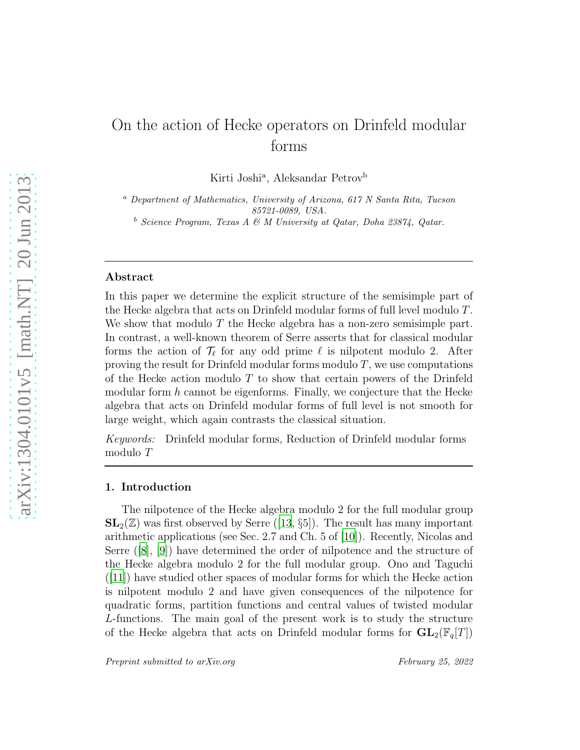# On the action of Hecke operators on Drinfeld modular forms

Kirti Joshi[a], Aleksandar Petrov[b]

[a] *Department of Mathematics, University of Arizona, 617 N Santa Rita, Tucson 85721-0089, USA.*

[b] *Science Program, Texas A & M University at Qatar, Doha 23874, Qatar.*

---

## Abstract

In this paper we determine the explicit structure of the semisimple part of the Hecke algebra that acts on Drinfeld modular forms of full level modulo $T$. We show that modulo $T$ the Hecke algebra has a non-zero semisimple part. In contrast, a well-known theorem of Serre asserts that for classical modular forms the action of $\mathcal{T}_\ell$ for any odd prime $\ell$ is nilpotent modulo 2. After proving the result for Drinfeld modular forms modulo $T$, we use computations of the Hecke action modulo $T$ to show that certain powers of the Drinfeld modular form $h$ cannot be eigenforms. Finally, we conjecture that the Hecke algebra that acts on Drinfeld modular forms of full level is not smooth for large weight, which again contrasts the classical situation.

*Keywords:* Drinfeld modular forms, Reduction of Drinfeld modular forms modulo $T$

---

## 1. Introduction

The nilpotence of the Hecke algebra modulo 2 for the full modular group $\mathbf{SL}_2(\mathbb{Z})$ was first observed by Serre ([13, §5]). The result has many important arithmetic applications (see Sec. 2.7 and Ch. 5 of [10]). Recently, Nicolas and Serre ([8], [9]) have determined the order of nilpotence and the structure of the Hecke algebra modulo 2 for the full modular group. Ono and Taguchi ([11]) have studied other spaces of modular forms for which the Hecke action is nilpotent modulo 2 and have given consequences of the nilpotence for quadratic forms, partition functions and central values of twisted modular $L$-functions. The main goal of the present work is to study the structure of the Hecke algebra that acts on Drinfeld modular forms for $\mathbf{GL}_2(\mathbb{F}_q[T])$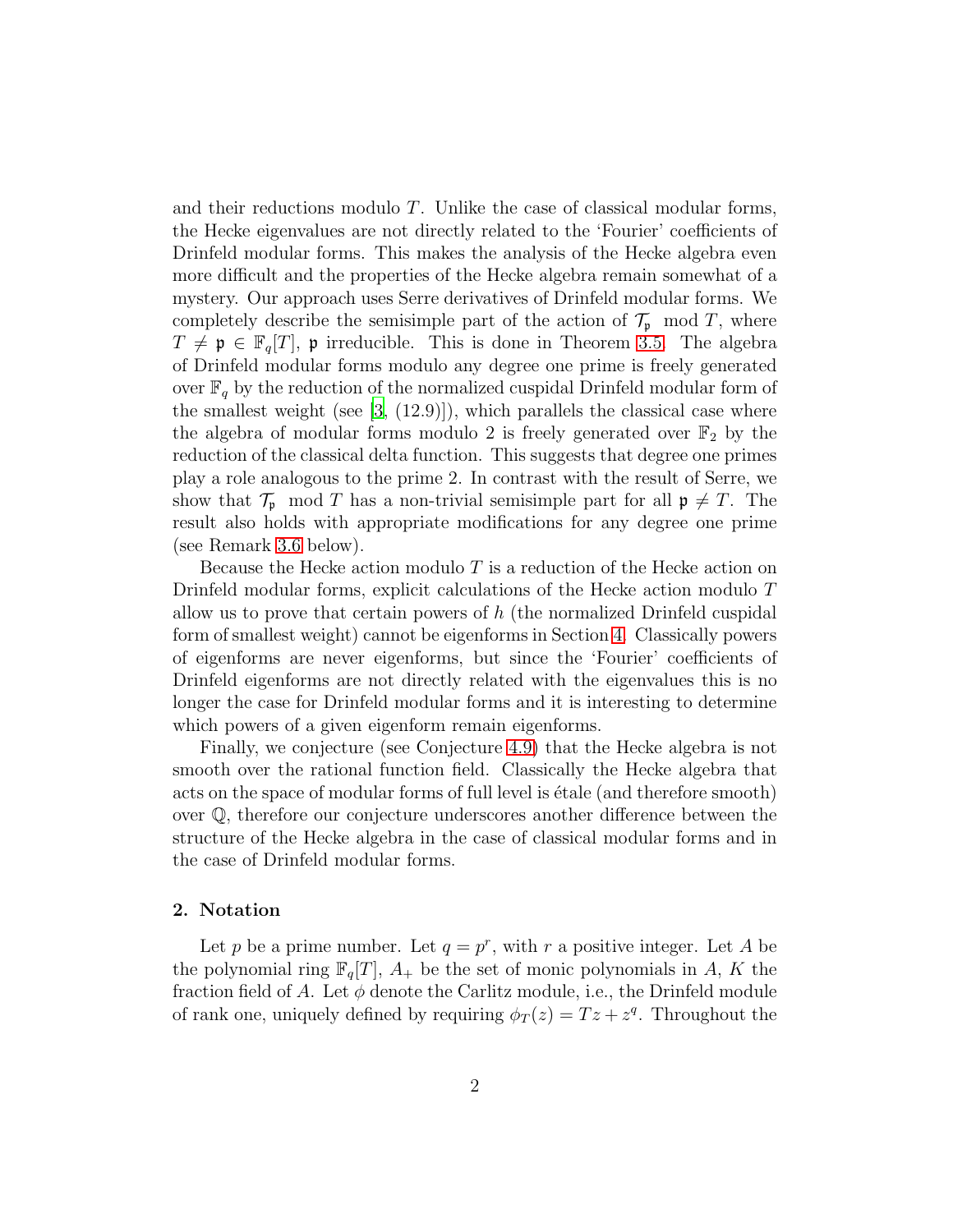and their reductions modulo $T$. Unlike the case of classical modular forms, the Hecke eigenvalues are not directly related to the 'Fourier' coefficients of Drinfeld modular forms. This makes the analysis of the Hecke algebra even more difficult and the properties of the Hecke algebra remain somewhat of a mystery. Our approach uses Serre derivatives of Drinfeld modular forms. We completely describe the semisimple part of the action of $\mathcal{T}_\mathfrak{p} \mod T$, where $T \neq \mathfrak{p} \in \mathbb{F}_q[T]$, $\mathfrak{p}$ irreducible. This is done in Theorem 3.5. The algebra of Drinfeld modular forms modulo any degree one prime is freely generated over $\mathbb{F}_q$ by the reduction of the normalized cuspidal Drinfeld modular form of the smallest weight (see [3, (12.9)]), which parallels the classical case where the algebra of modular forms modulo 2 is freely generated over $\mathbb{F}_2$ by the reduction of the classical delta function. This suggests that degree one primes play a role analogous to the prime 2. In contrast with the result of Serre, we show that $\mathcal{T}_\mathfrak{p} \mod T$ has a non-trivial semisimple part for all $\mathfrak{p} \neq T$. The result also holds with appropriate modifications for any degree one prime (see Remark 3.6 below).

Because the Hecke action modulo $T$ is a reduction of the Hecke action on Drinfeld modular forms, explicit calculations of the Hecke action modulo $T$ allow us to prove that certain powers of $h$ (the normalized Drinfeld cuspidal form of smallest weight) cannot be eigenforms in Section 4. Classically powers of eigenforms are never eigenforms, but since the 'Fourier' coefficients of Drinfeld eigenforms are not directly related with the eigenvalues this is no longer the case for Drinfeld modular forms and it is interesting to determine which powers of a given eigenform remain eigenforms.

Finally, we conjecture (see Conjecture 4.9) that the Hecke algebra is not smooth over the rational function field. Classically the Hecke algebra that acts on the space of modular forms of full level is étale (and therefore smooth) over $\mathbb{Q}$, therefore our conjecture underscores another difference between the structure of the Hecke algebra in the case of classical modular forms and in the case of Drinfeld modular forms.

## 2. Notation

Let $p$ be a prime number. Let $q = p^r$, with $r$ a positive integer. Let $A$ be the polynomial ring $\mathbb{F}_q[T]$, $A_+$ be the set of monic polynomials in $A$, $K$ the fraction field of $A$. Let $\phi$ denote the Carlitz module, i.e., the Drinfeld module of rank one, uniquely defined by requiring $\phi_T(z) = Tz + z^q$. Throughout the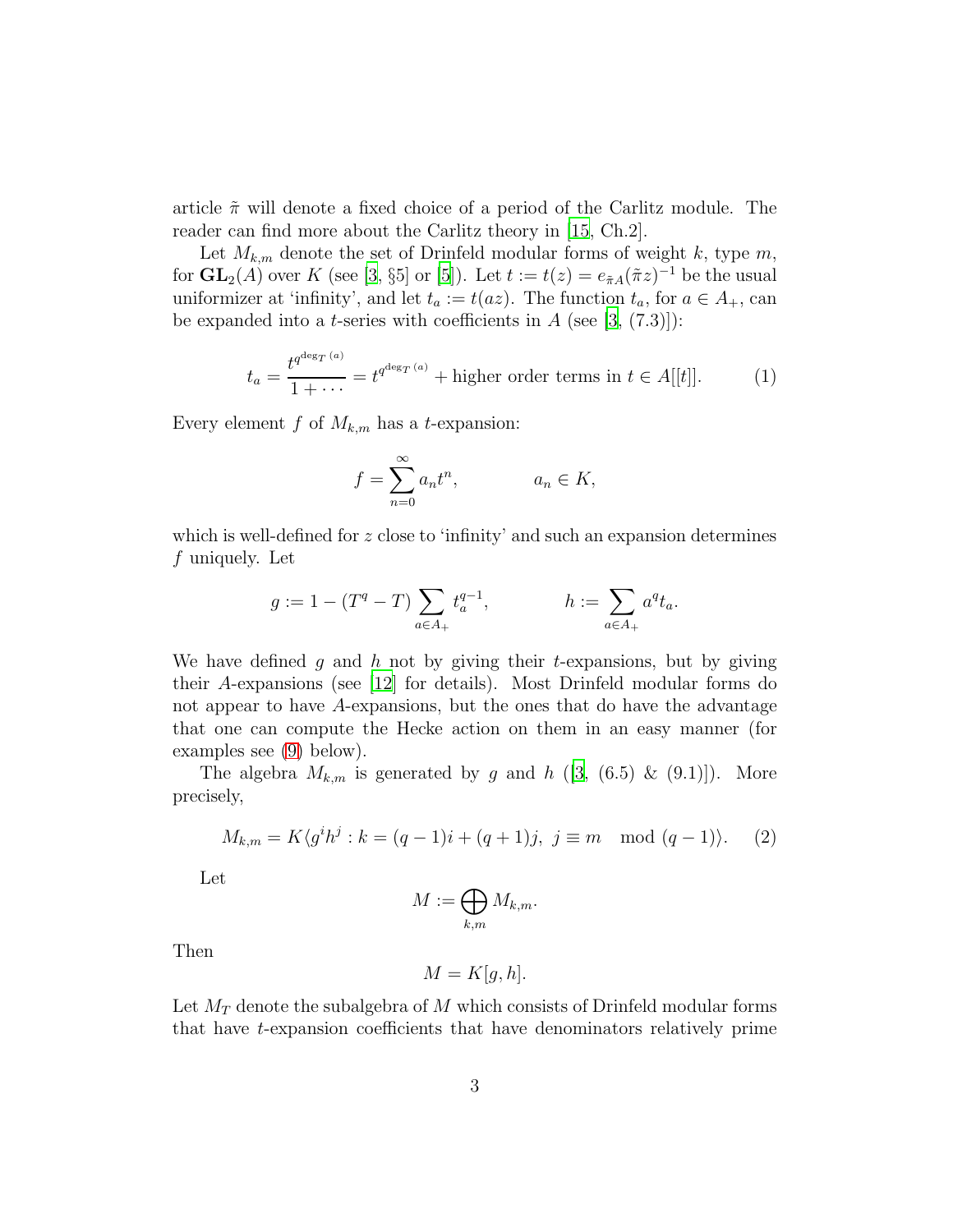article $\tilde{\pi}$ will denote a fixed choice of a period of the Carlitz module. The reader can find more about the Carlitz theory in [15, Ch.2].

Let $M_{k,m}$ denote the set of Drinfeld modular forms of weight $k$, type $m$, for $\mathbf{GL}_2(A)$ over $K$ (see [3, §5] or [5]). Let $t := t(z) = e_{\tilde{\pi}A}(\tilde{\pi}z)^{-1}$ be the usual uniformizer at 'infinity', and let $t_a := t(az)$. The function $t_a$, for $a \in A_+$, can be expanded into a $t$-series with coefficients in $A$ (see [3, (7.3)]):

$$t_a = \frac{t^{q^{\deg_T(a)}}}{1 + \cdots} = t^{q^{\deg_T(a)}} + \text{higher order terms in } t \in A[[t]]. \tag{1}$$

Every element $f$ of $M_{k,m}$ has a $t$-expansion:

$$f = \sum_{n=0}^{\infty} a_n t^n, \qquad a_n \in K,$$

which is well-defined for $z$ close to 'infinity' and such an expansion determines $f$ uniquely. Let

$$g := 1 - (T^q - T) \sum_{a \in A_+} t_a^{q-1}, \qquad h := \sum_{a \in A_+} a^q t_a.$$

We have defined $g$ and $h$ not by giving their $t$-expansions, but by giving their $A$-expansions (see [12] for details). Most Drinfeld modular forms do not appear to have $A$-expansions, but the ones that do have the advantage that one can compute the Hecke action on them in an easy manner (for examples see (9) below).

The algebra $M_{k,m}$ is generated by $g$ and $h$ ([3, (6.5) & (9.1)]). More precisely,

$$M_{k,m} = K\langle g^i h^j : k = (q-1)i + (q+1)j, \ j \equiv m \mod (q-1) \rangle. \tag{2}$$

Let

$$M := \bigoplus_{k,m} M_{k,m}.$$

Then

$$M = K[g, h].$$

Let $M_T$ denote the subalgebra of $M$ which consists of Drinfeld modular forms that have $t$-expansion coefficients that have denominators relatively prime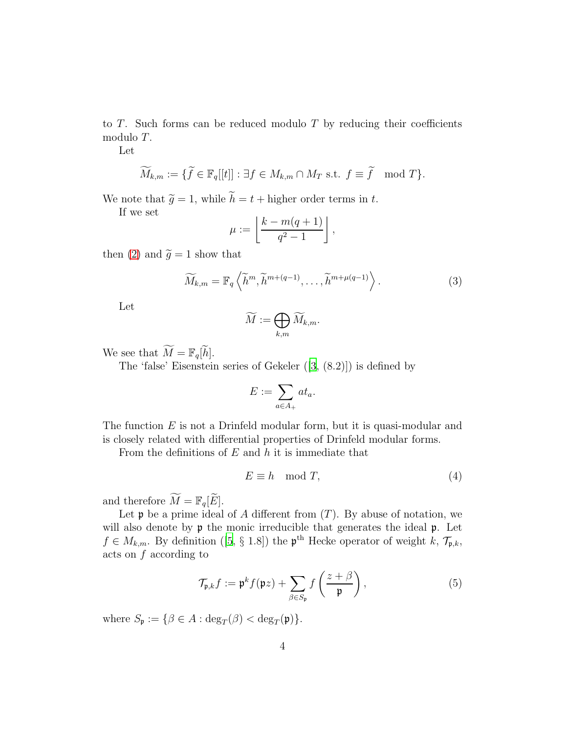to $T$. Such forms can be reduced modulo $T$ by reducing their coefficients modulo $T$.

Let

$$\widetilde{M}_{k,m} := \{\widetilde{f} \in \mathbb{F}_q[[t]] : \exists f \in M_{k,m} \cap M_T \text{ s.t. } f \equiv \widetilde{f} \mod T\}.$$

We note that $\widetilde{g} = 1$, while $\widetilde{h} = t +$ higher order terms in $t$.

If we set

$$\mu := \left\lfloor \frac{k - m(q+1)}{q^2 - 1} \right\rfloor,$$

then (2) and $\widetilde{g} = 1$ show that

$$\widetilde{M}_{k,m} = \mathbb{F}_q \left\langle \widetilde{h}^m, \widetilde{h}^{m+(q-1)}, \ldots, \widetilde{h}^{m+\mu(q-1)} \right\rangle. \tag{3}$$

Let

$$\widetilde{M} := \bigoplus_{k,m} \widetilde{M}_{k,m}.$$

We see that $\widetilde{M} = \mathbb{F}_q[\widetilde{h}]$.

The 'false' Eisenstein series of Gekeler ([3, (8.2)]) is defined by

$$E := \sum_{a \in A_+} a t_a.$$

The function $E$ is not a Drinfeld modular form, but it is quasi-modular and is closely related with differential properties of Drinfeld modular forms.

From the definitions of $E$ and $h$ it is immediate that

$$E \equiv h \mod T, \tag{4}$$

and therefore $\widetilde{M} = \mathbb{F}_q[\widetilde{E}]$.

Let $\mathfrak{p}$ be a prime ideal of $A$ different from $(T)$. By abuse of notation, we will also denote by $\mathfrak{p}$ the monic irreducible that generates the ideal $\mathfrak{p}$. Let $f \in M_{k,m}$. By definition ([5, § 1.8]) the $\mathfrak{p}^{\text{th}}$ Hecke operator of weight $k$, $\mathcal{T}_{\mathfrak{p},k}$, acts on $f$ according to

$$\mathcal{T}_{\mathfrak{p},k} f := \mathfrak{p}^k f(\mathfrak{p} z) + \sum_{\beta \in S_{\mathfrak{p}}} f\left(\frac{z + \beta}{\mathfrak{p}}\right), \tag{5}$$

where $S_{\mathfrak{p}} := \{\beta \in A : \deg_T(\beta) < \deg_T(\mathfrak{p})\}$.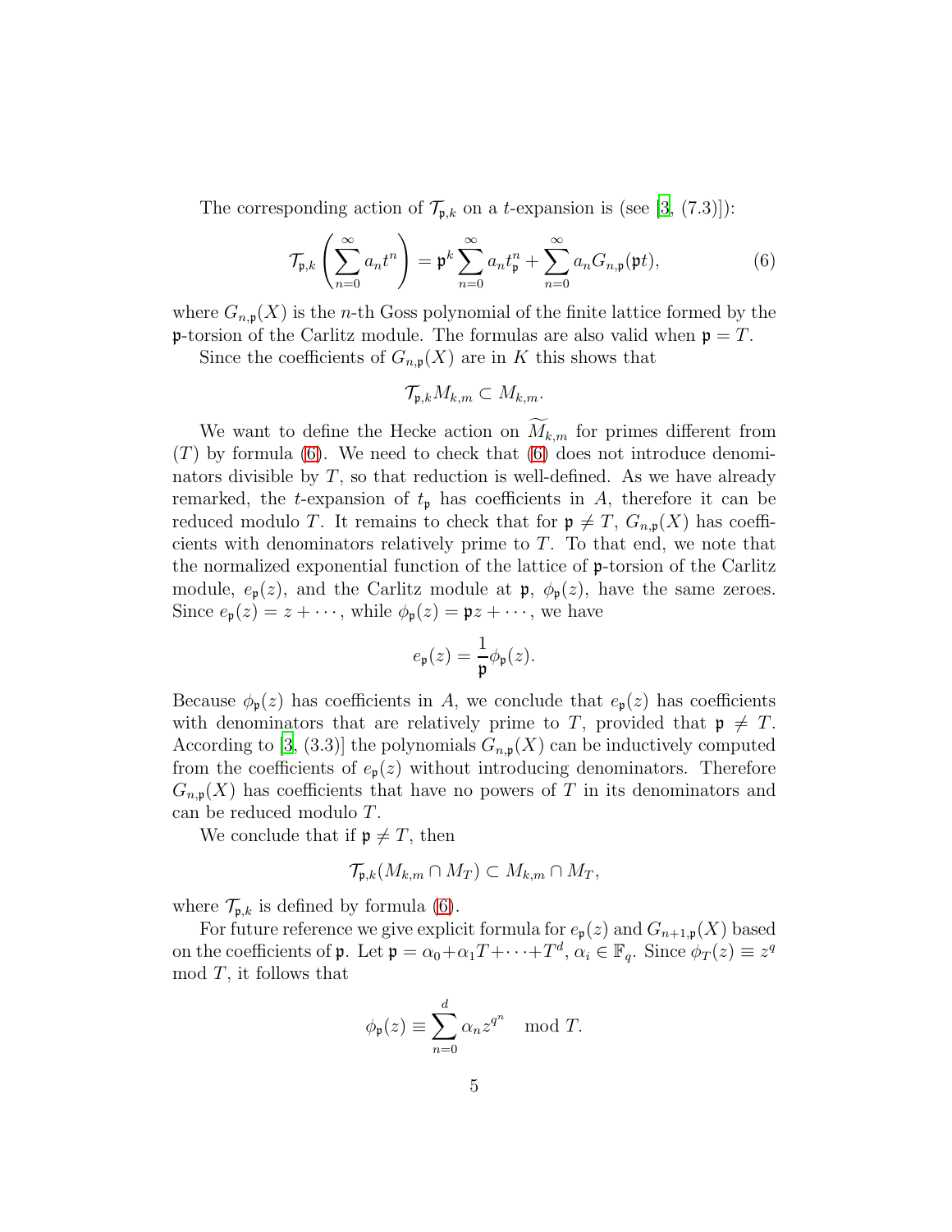The corresponding action of $\mathcal{T}_{\mathfrak{p},k}$ on a $t$-expansion is (see [3, (7.3)]):

$$\mathcal{T}_{\mathfrak{p},k}\left(\sum_{n=0}^{\infty} a_n t^n\right) = \mathfrak{p}^k \sum_{n=0}^{\infty} a_n t_{\mathfrak{p}}^n + \sum_{n=0}^{\infty} a_n G_{n,\mathfrak{p}}(\mathfrak{p}t), \tag{6}$$

where $G_{n,\mathfrak{p}}(X)$ is the $n$-th Goss polynomial of the finite lattice formed by the $\mathfrak{p}$-torsion of the Carlitz module. The formulas are also valid when $\mathfrak{p} = T$.

Since the coefficients of $G_{n,\mathfrak{p}}(X)$ are in $K$ this shows that

$$\mathcal{T}_{\mathfrak{p},k} M_{k,m} \subset M_{k,m}.$$

We want to define the Hecke action on $\widetilde{M}_{k,m}$ for primes different from $(T)$ by formula (6). We need to check that (6) does not introduce denominators divisible by $T$, so that reduction is well-defined. As we have already remarked, the $t$-expansion of $t_{\mathfrak{p}}$ has coefficients in $A$, therefore it can be reduced modulo $T$. It remains to check that for $\mathfrak{p} \neq T$, $G_{n,\mathfrak{p}}(X)$ has coefficients with denominators relatively prime to $T$. To that end, we note that the normalized exponential function of the lattice of $\mathfrak{p}$-torsion of the Carlitz module, $e_{\mathfrak{p}}(z)$, and the Carlitz module at $\mathfrak{p}$, $\phi_{\mathfrak{p}}(z)$, have the same zeroes. Since $e_{\mathfrak{p}}(z) = z + \cdots$, while $\phi_{\mathfrak{p}}(z) = \mathfrak{p}z + \cdots$, we have

$$e_{\mathfrak{p}}(z) = \frac{1}{\mathfrak{p}} \phi_{\mathfrak{p}}(z).$$

Because $\phi_{\mathfrak{p}}(z)$ has coefficients in $A$, we conclude that $e_{\mathfrak{p}}(z)$ has coefficients with denominators that are relatively prime to $T$, provided that $\mathfrak{p} \neq T$. According to [3, (3.3)] the polynomials $G_{n,\mathfrak{p}}(X)$ can be inductively computed from the coefficients of $e_{\mathfrak{p}}(z)$ without introducing denominators. Therefore $G_{n,\mathfrak{p}}(X)$ has coefficients that have no powers of $T$ in its denominators and can be reduced modulo $T$.

We conclude that if $\mathfrak{p} \neq T$, then

$$\mathcal{T}_{\mathfrak{p},k}(M_{k,m} \cap M_T) \subset M_{k,m} \cap M_T,$$

where $\mathcal{T}_{\mathfrak{p},k}$ is defined by formula (6).

For future reference we give explicit formula for $e_{\mathfrak{p}}(z)$ and $G_{n+1,\mathfrak{p}}(X)$ based on the coefficients of $\mathfrak{p}$. Let $\mathfrak{p} = \alpha_0 + \alpha_1 T + \cdots + T^d$, $\alpha_i \in \mathbb{F}_q$. Since $\phi_T(z) \equiv z^q \mod T$, it follows that

$$\phi_{\mathfrak{p}}(z) \equiv \sum_{n=0}^{d} \alpha_n z^{q^n} \mod T.$$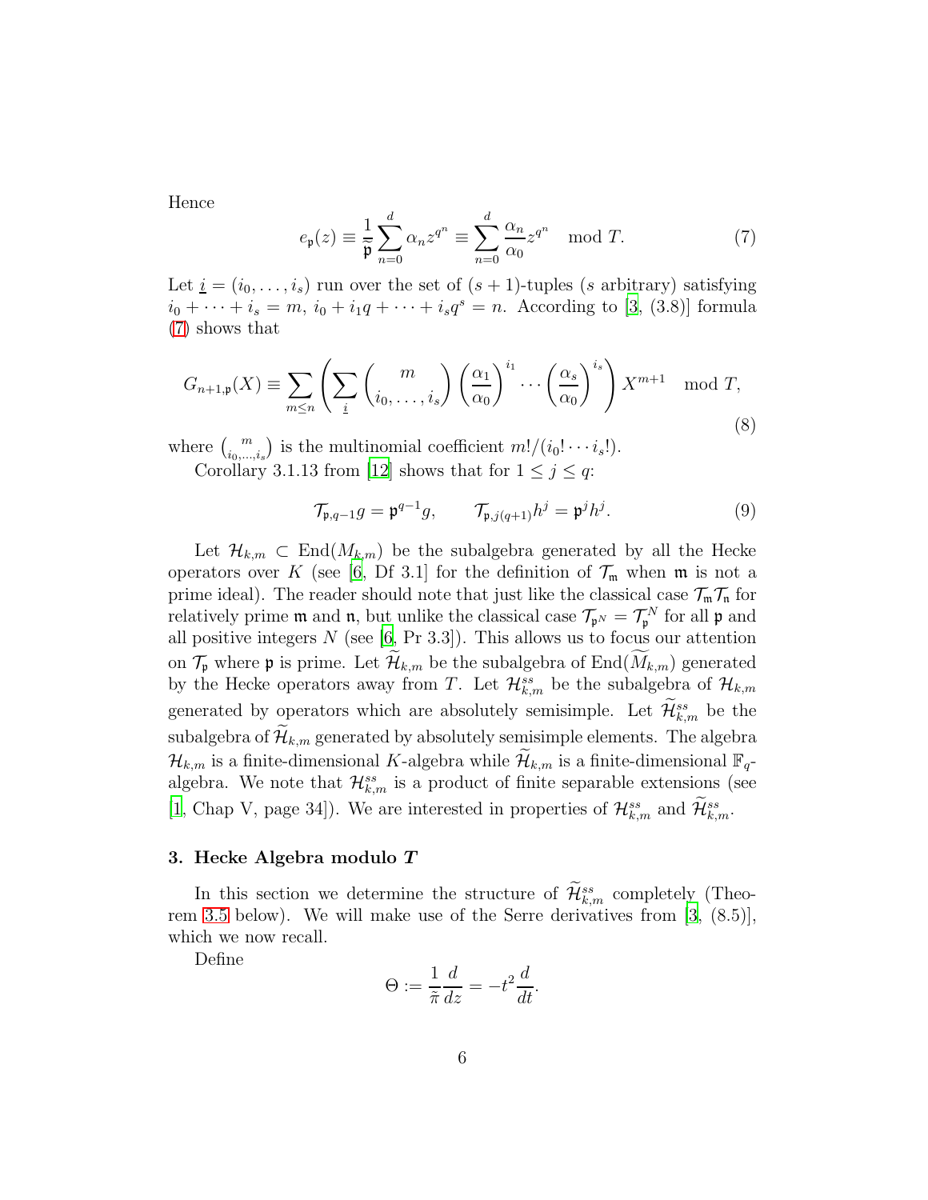Hence

$$e_{\mathfrak{p}}(z) \equiv \frac{1}{\tilde{\mathfrak{p}}} \sum_{n=0}^{d} \alpha_n z^{q^n} \equiv \sum_{n=0}^{d} \frac{\alpha_n}{\alpha_0} z^{q^n} \mod T. \tag{7}$$

Let $\underline{i} = (i_0, \ldots, i_s)$ run over the set of $(s+1)$-tuples ($s$ arbitrary) satisfying $i_0 + \cdots + i_s = m$, $i_0 + i_1 q + \cdots + i_s q^s = n$. According to [3, (3.8)] formula (7) shows that

$$G_{n+1,\mathfrak{p}}(X) \equiv \sum_{m \leq n} \left( \sum_{\underline{i}} \binom{m}{i_0, \ldots, i_s} \left(\frac{\alpha_1}{\alpha_0}\right)^{i_1} \cdots \left(\frac{\alpha_s}{\alpha_0}\right)^{i_s} \right) X^{m+1} \mod T, \tag{8}$$

where $\binom{m}{i_0, \ldots, i_s}$ is the multinomial coefficient $m!/(i_0! \cdots i_s!)$.

Corollary 3.1.13 from [12] shows that for $1 \leq j \leq q$:

$$\mathcal{T}_{\mathfrak{p},q-1} g = \mathfrak{p}^{q-1} g, \qquad \mathcal{T}_{\mathfrak{p},j(q+1)} h^j = \mathfrak{p}^j h^j. \tag{9}$$

Let $\mathcal{H}_{k,m} \subset \mathrm{End}(M_{k,m})$ be the subalgebra generated by all the Hecke operators over $K$ (see [6, Df 3.1] for the definition of $\mathcal{T}_{\mathfrak{m}}$ when $\mathfrak{m}$ is not a prime ideal). The reader should note that just like the classical case $\mathcal{T}_{\mathfrak{m}} \mathcal{T}_{\mathfrak{n}}$ for relatively prime $\mathfrak{m}$ and $\mathfrak{n}$, but unlike the classical case $\mathcal{T}_{\mathfrak{p}^N} = \mathcal{T}_{\mathfrak{p}}^N$ for all $\mathfrak{p}$ and all positive integers $N$ (see [6, Pr 3.3]). This allows us to focus our attention on $\mathcal{T}_{\mathfrak{p}}$ where $\mathfrak{p}$ is prime. Let $\widetilde{\mathcal{H}}_{k,m}$ be the subalgebra of $\mathrm{End}(\widetilde{M}_{k,m})$ generated by the Hecke operators away from $T$. Let $\mathcal{H}_{k,m}^{ss}$ be the subalgebra of $\mathcal{H}_{k,m}$ generated by operators which are absolutely semisimple. Let $\widetilde{\mathcal{H}}_{k,m}^{ss}$ be the subalgebra of $\widetilde{\mathcal{H}}_{k,m}$ generated by absolutely semisimple elements. The algebra $\mathcal{H}_{k,m}$ is a finite-dimensional $K$-algebra while $\widetilde{\mathcal{H}}_{k,m}$ is a finite-dimensional $\mathbb{F}_q$-algebra. We note that $\mathcal{H}_{k,m}^{ss}$ is a product of finite separable extensions (see [1, Chap V, page 34]). We are interested in properties of $\mathcal{H}_{k,m}^{ss}$ and $\widetilde{\mathcal{H}}_{k,m}^{ss}$.

## 3. Hecke Algebra modulo $T$

In this section we determine the structure of $\widetilde{\mathcal{H}}_{k,m}^{ss}$ completely (Theorem 3.5 below). We will make use of the Serre derivatives from [3, (8.5)], which we now recall.

Define

$$\Theta := \frac{1}{\tilde{\pi}} \frac{d}{dz} = -t^2 \frac{d}{dt}.$$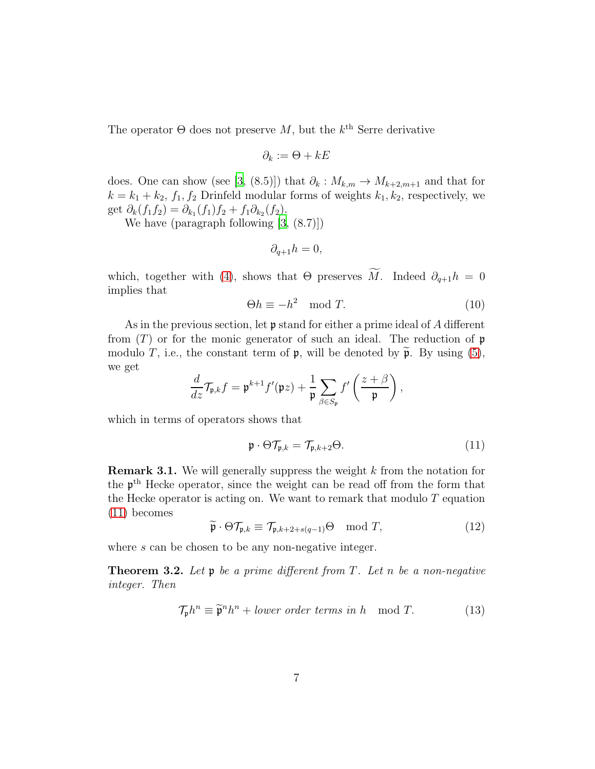The operator $\Theta$ does not preserve $M$, but the $k^{\text{th}}$ Serre derivative

$$\partial_k := \Theta + kE$$

does. One can show (see [3, (8.5)]) that $\partial_k : M_{k,m} \to M_{k+2,m+1}$ and that for $k = k_1 + k_2$, $f_1, f_2$ Drinfeld modular forms of weights $k_1, k_2$, respectively, we get $\partial_k(f_1 f_2) = \partial_{k_1}(f_1) f_2 + f_1 \partial_{k_2}(f_2)$.

We have (paragraph following [3, (8.7)])

$$\partial_{q+1} h = 0,$$

which, together with (4), shows that $\Theta$ preserves $\widetilde{M}$. Indeed $\partial_{q+1} h = 0$ implies that

$$\Theta h \equiv -h^2 \mod T. \tag{10}$$

As in the previous section, let $\mathfrak{p}$ stand for either a prime ideal of $A$ different from $(T)$ or for the monic generator of such an ideal. The reduction of $\mathfrak{p}$ modulo $T$, i.e., the constant term of $\mathfrak{p}$, will be denoted by $\widetilde{\mathfrak{p}}$. By using (5), we get

$$\frac{d}{dz} \mathcal{T}_{\mathfrak{p},k} f = \mathfrak{p}^{k+1} f'(\mathfrak{p} z) + \frac{1}{\mathfrak{p}} \sum_{\beta \in S_{\mathfrak{p}}} f'\left(\frac{z + \beta}{\mathfrak{p}}\right),$$

which in terms of operators shows that

$$\mathfrak{p} \cdot \Theta \mathcal{T}_{\mathfrak{p},k} = \mathcal{T}_{\mathfrak{p},k+2} \Theta. \tag{11}$$

**Remark 3.1.** We will generally suppress the weight $k$ from the notation for the $\mathfrak{p}^{\text{th}}$ Hecke operator, since the weight can be read off from the form that the Hecke operator is acting on. We want to remark that modulo $T$ equation (11) becomes

$$\widetilde{\mathfrak{p}} \cdot \Theta \mathcal{T}_{\mathfrak{p},k} \equiv \mathcal{T}_{\mathfrak{p},k+2+s(q-1)} \Theta \mod T, \tag{12}$$

where $s$ can be chosen to be any non-negative integer.

**Theorem 3.2.** *Let $\mathfrak{p}$ be a prime different from $T$. Let $n$ be a non-negative integer. Then*

$$\mathcal{T}_{\mathfrak{p}} h^n \equiv \widetilde{\mathfrak{p}}^n h^n + \textit{lower order terms in } h \mod T. \tag{13}$$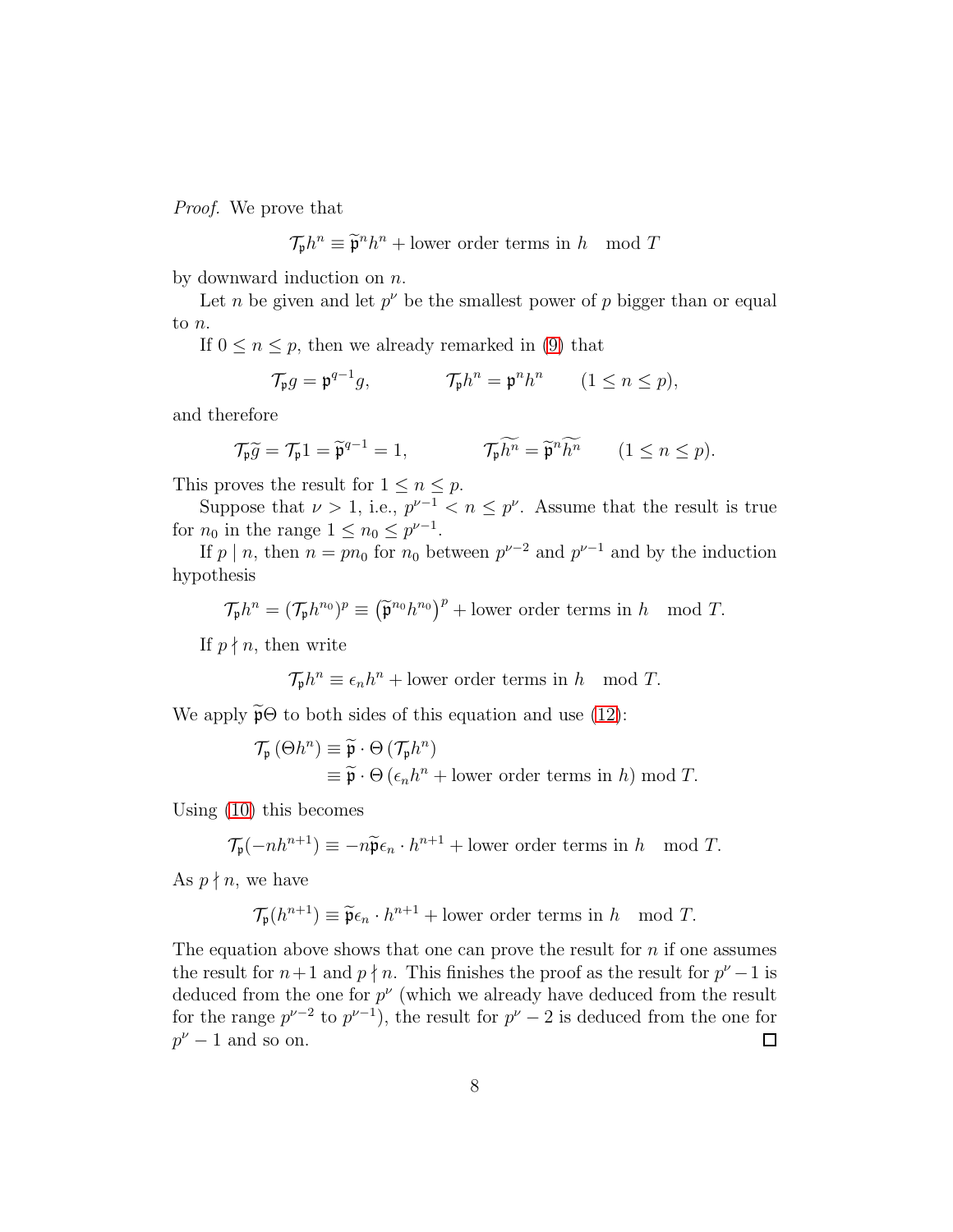*Proof.* We prove that

$$\mathcal{T}_{\mathfrak{p}} h^n \equiv \widetilde{\mathfrak{p}}^n h^n + \text{lower order terms in } h \mod T$$

by downward induction on $n$.

Let $n$ be given and let $p^\nu$ be the smallest power of $p$ bigger than or equal to $n$.

If $0 \leq n \leq p$, then we already remarked in (9) that

$$\mathcal{T}_{\mathfrak{p}} g = \mathfrak{p}^{q-1} g, \qquad \mathcal{T}_{\mathfrak{p}} h^n = \mathfrak{p}^n h^n \qquad (1 \leq n \leq p),$$

and therefore

$$\mathcal{T}_{\mathfrak{p}} \widetilde{g} = \mathcal{T}_{\mathfrak{p}} 1 = \widetilde{\mathfrak{p}}^{q-1} = 1, \qquad \mathcal{T}_{\mathfrak{p}} \widetilde{h^n} = \widetilde{\mathfrak{p}}^n \widetilde{h^n} \qquad (1 \leq n \leq p).$$

This proves the result for $1 \leq n \leq p$.

Suppose that $\nu > 1$, i.e., $p^{\nu-1} < n \leq p^\nu$. Assume that the result is true for $n_0$ in the range $1 \leq n_0 \leq p^{\nu-1}$.

If $p \mid n$, then $n = pn_0$ for $n_0$ between $p^{\nu-2}$ and $p^{\nu-1}$ and by the induction hypothesis

$$\mathcal{T}_{\mathfrak{p}} h^n = (\mathcal{T}_{\mathfrak{p}} h^{n_0})^p \equiv \left(\widetilde{\mathfrak{p}}^{n_0} h^{n_0}\right)^p + \text{lower order terms in } h \mod T.$$

If $p \nmid n$, then write

$$\mathcal{T}_{\mathfrak{p}} h^n \equiv \epsilon_n h^n + \text{lower order terms in } h \mod T.$$

We apply $\widetilde{\mathfrak{p}}\Theta$ to both sides of this equation and use (12):

$$\begin{aligned}
\mathcal{T}_{\mathfrak{p}} \left(\Theta h^n\right) &\equiv \widetilde{\mathfrak{p}} \cdot \Theta \left(\mathcal{T}_{\mathfrak{p}} h^n\right) \\
&\equiv \widetilde{\mathfrak{p}} \cdot \Theta \left(\epsilon_n h^n + \text{lower order terms in } h\right) \bmod T.
\end{aligned}$$

Using (10) this becomes

$$\mathcal{T}_{\mathfrak{p}}(-nh^{n+1}) \equiv -n\widetilde{\mathfrak{p}}\epsilon_n \cdot h^{n+1} + \text{lower order terms in } h \mod T.$$

As $p \nmid n$, we have

$$\mathcal{T}_{\mathfrak{p}}(h^{n+1}) \equiv \widetilde{\mathfrak{p}}\epsilon_n \cdot h^{n+1} + \text{lower order terms in } h \mod T.$$

The equation above shows that one can prove the result for $n$ if one assumes the result for $n+1$ and $p \nmid n$. This finishes the proof as the result for $p^\nu - 1$ is deduced from the one for $p^\nu$ (which we already have deduced from the result for the range $p^{\nu-2}$ to $p^{\nu-1}$), the result for $p^\nu - 2$ is deduced from the one for $p^\nu - 1$ and so on. $\square$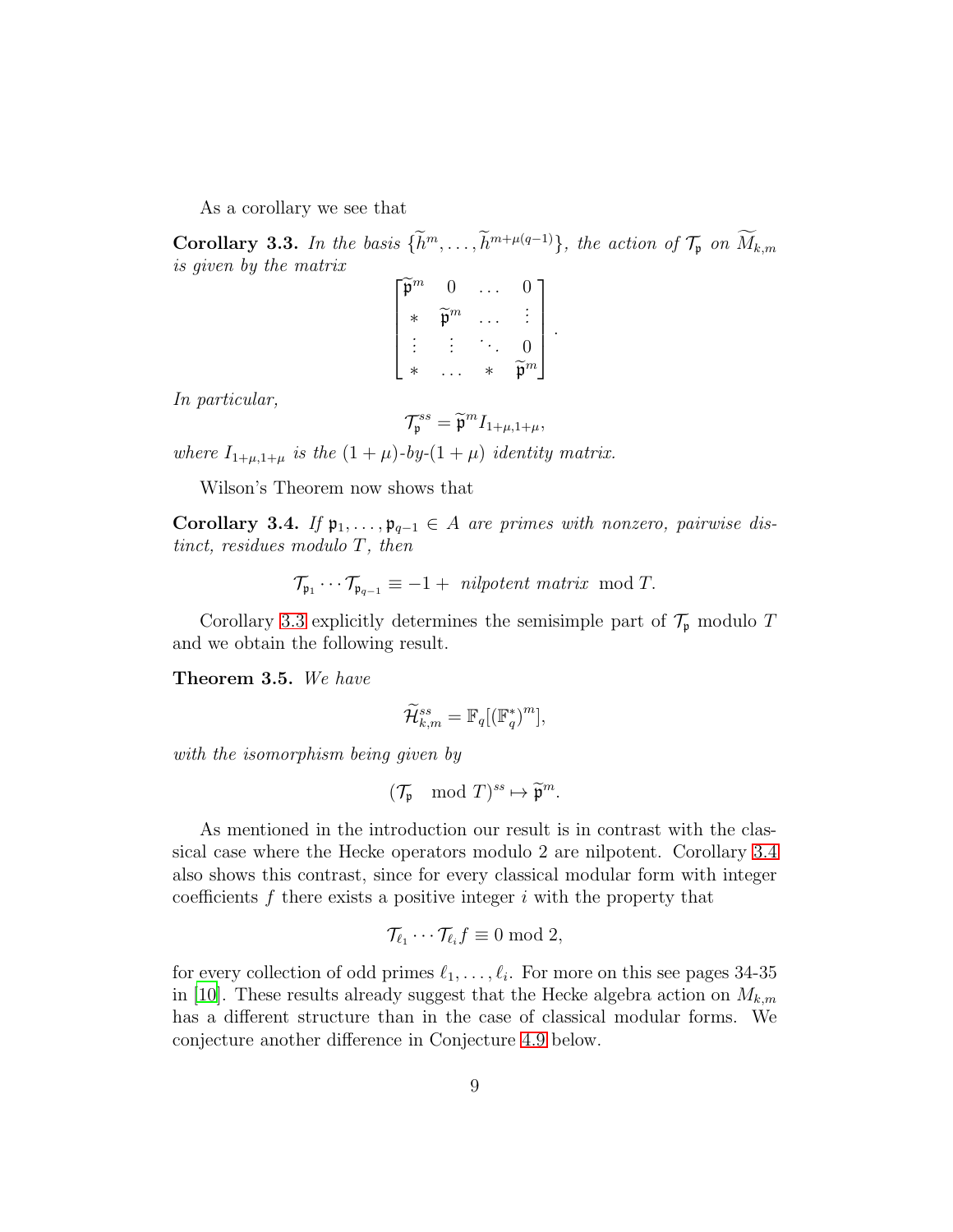As a corollary we see that

**Corollary 3.3.** *In the basis $\{\widetilde{h}^m, \ldots, \widetilde{h}^{m+\mu(q-1)}\}$, the action of $\mathcal{T}_\mathfrak{p}$ on $\widetilde{M}_{k,m}$ is given by the matrix*

$$\begin{bmatrix} \widetilde{\mathfrak{p}}^m & 0 & \ldots & 0 \\ * & \widetilde{\mathfrak{p}}^m & \ldots & \vdots \\ \vdots & \vdots & \ddots & 0 \\ * & \ldots & * & \widetilde{\mathfrak{p}}^m \end{bmatrix}.$$

*In particular,*

$$\mathcal{T}_\mathfrak{p}^{ss} = \widetilde{\mathfrak{p}}^m I_{1+\mu,1+\mu},$$

*where $I_{1+\mu,1+\mu}$ is the $(1+\mu)$-by-$(1+\mu)$ identity matrix.*

Wilson's Theorem now shows that

**Corollary 3.4.** *If $\mathfrak{p}_1, \ldots, \mathfrak{p}_{q-1} \in A$ are primes with nonzero, pairwise distinct, residues modulo $T$, then*

$$\mathcal{T}_{\mathfrak{p}_1} \cdots \mathcal{T}_{\mathfrak{p}_{q-1}} \equiv -1 + \text{ nilpotent matrix } \mod T.$$

Corollary 3.3 explicitly determines the semisimple part of $\mathcal{T}_\mathfrak{p}$ modulo $T$ and we obtain the following result.

**Theorem 3.5.** *We have*

$$\widetilde{\mathcal{H}}_{k,m}^{ss} = \mathbb{F}_q[(\mathbb{F}_q^*)^m],$$

*with the isomorphism being given by*

$$(\mathcal{T}_\mathfrak{p} \mod T)^{ss} \mapsto \widetilde{\mathfrak{p}}^m.$$

As mentioned in the introduction our result is in contrast with the classical case where the Hecke operators modulo 2 are nilpotent. Corollary 3.4 also shows this contrast, since for every classical modular form with integer coefficients $f$ there exists a positive integer $i$ with the property that

$$\mathcal{T}_{\ell_1} \cdots \mathcal{T}_{\ell_i} f \equiv 0 \bmod 2,$$

for every collection of odd primes $\ell_1, \ldots, \ell_i$. For more on this see pages 34-35 in [10]. These results already suggest that the Hecke algebra action on $M_{k,m}$ has a different structure than in the case of classical modular forms. We conjecture another difference in Conjecture 4.9 below.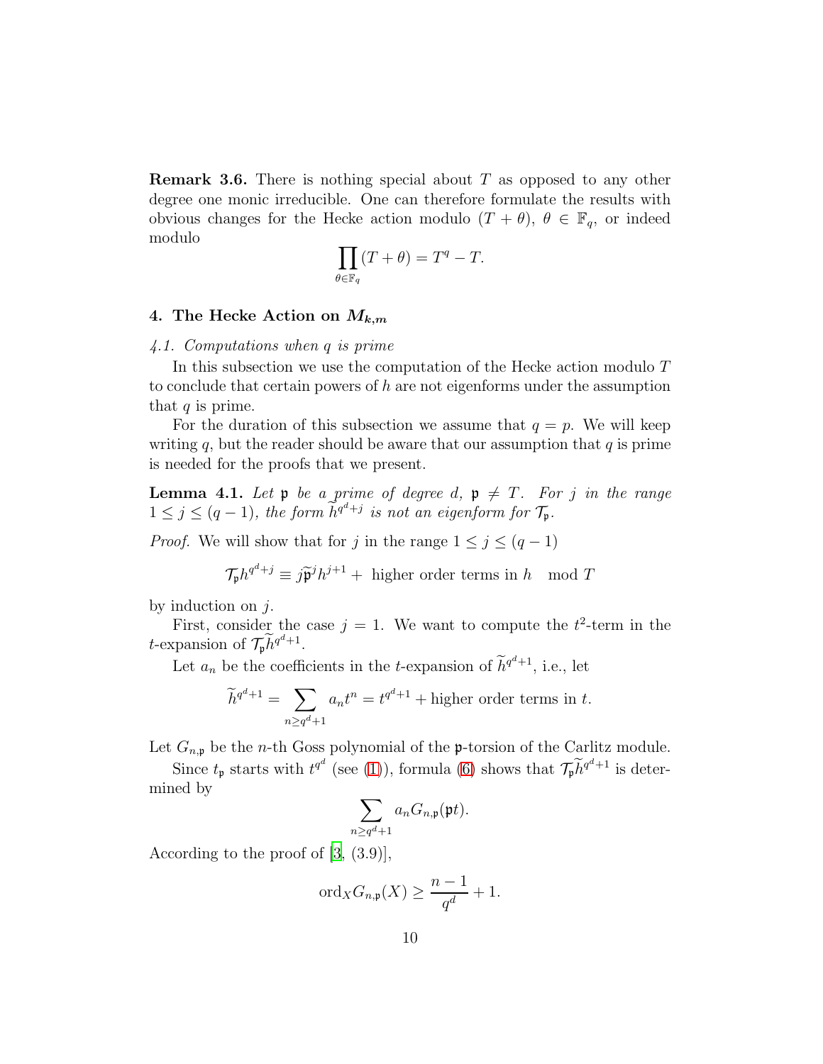**Remark 3.6.** There is nothing special about $T$ as opposed to any other degree one monic irreducible. One can therefore formulate the results with obvious changes for the Hecke action modulo $(T+\theta)$, $\theta \in \mathbb{F}_q$, or indeed modulo

$$\prod_{\theta \in \mathbb{F}_q} (T+\theta) = T^q - T.$$

## 4. The Hecke Action on $M_{k,m}$

### *4.1. Computations when q is prime*

In this subsection we use the computation of the Hecke action modulo $T$ to conclude that certain powers of $h$ are not eigenforms under the assumption that $q$ is prime.

For the duration of this subsection we assume that $q = p$. We will keep writing $q$, but the reader should be aware that our assumption that $q$ is prime is needed for the proofs that we present.

**Lemma 4.1.** *Let $\mathfrak{p}$ be a prime of degree $d$, $\mathfrak{p} \neq T$. For $j$ in the range $1 \leq j \leq (q-1)$, the form $\widetilde{h}^{q^d+j}$ is not an eigenform for $\mathcal{T}_\mathfrak{p}$.*

*Proof.* We will show that for $j$ in the range $1 \leq j \leq (q-1)$

$$\mathcal{T}_\mathfrak{p} h^{q^d+j} \equiv j\widetilde{\mathfrak{p}}^j h^{j+1} + \text{ higher order terms in } h \mod T$$

by induction on $j$.

First, consider the case $j = 1$. We want to compute the $t^2$-term in the $t$-expansion of $\mathcal{T}_\mathfrak{p} \widetilde{h}^{q^d+1}$.

Let $a_n$ be the coefficients in the $t$-expansion of $\widetilde{h}^{q^d+1}$, i.e., let

$$\widetilde{h}^{q^d+1} = \sum_{n \geq q^d+1} a_n t^n = t^{q^d+1} + \text{higher order terms in } t.$$

Let $G_{n,\mathfrak{p}}$ be the $n$-th Goss polynomial of the $\mathfrak{p}$-torsion of the Carlitz module.

Since $t_\mathfrak{p}$ starts with $t^{q^d}$ (see (1)), formula (6) shows that $\mathcal{T}_\mathfrak{p} \widetilde{h}^{q^d+1}$ is determined by

$$\sum_{n \geq q^d+1} a_n G_{n,\mathfrak{p}}(\mathfrak{p}t).$$

According to the proof of [3, (3.9)],

$$\operatorname{ord}_X G_{n,\mathfrak{p}}(X) \geq \frac{n-1}{q^d} + 1.$$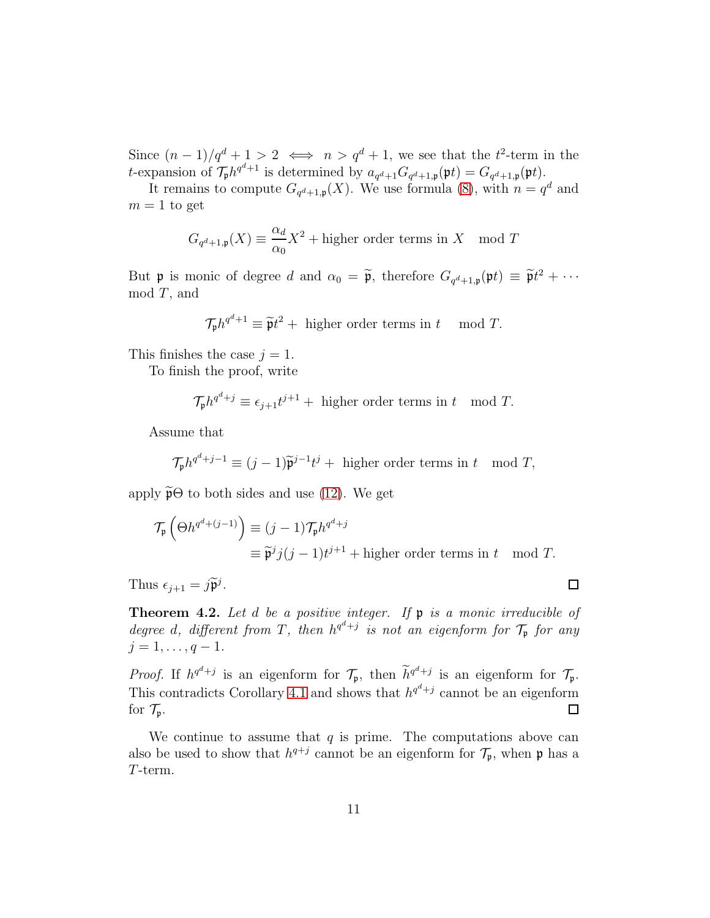Since $(n-1)/q^d + 1 > 2 \iff n > q^d + 1$, we see that the $t^2$-term in the $t$-expansion of $\mathcal{T}_\mathfrak{p} h^{q^d+1}$ is determined by $a_{q^d+1} G_{q^d+1,\mathfrak{p}}(\mathfrak{p}t) = G_{q^d+1,\mathfrak{p}}(\mathfrak{p}t)$.

It remains to compute $G_{q^d+1,\mathfrak{p}}(X)$. We use formula (8), with $n = q^d$ and $m = 1$ to get

$$G_{q^d+1,\mathfrak{p}}(X) \equiv \frac{\alpha_d}{\alpha_0} X^2 + \text{higher order terms in } X \mod T$$

But $\mathfrak{p}$ is monic of degree $d$ and $\alpha_0 = \widetilde{\mathfrak{p}}$, therefore $G_{q^d+1,\mathfrak{p}}(\mathfrak{p}t) \equiv \widetilde{\mathfrak{p}} t^2 + \cdots \mod T$, and

$$\mathcal{T}_\mathfrak{p} h^{q^d+1} \equiv \widetilde{\mathfrak{p}} t^2 + \text{ higher order terms in } t \mod T.$$

This finishes the case $j = 1$.

To finish the proof, write

$$\mathcal{T}_\mathfrak{p} h^{q^d+j} \equiv \epsilon_{j+1} t^{j+1} + \text{ higher order terms in } t \mod T.$$

Assume that

$$\mathcal{T}_\mathfrak{p} h^{q^d+j-1} \equiv (j-1)\widetilde{\mathfrak{p}}^{j-1} t^j + \text{ higher order terms in } t \mod T,$$

apply $\widetilde{\mathfrak{p}}\Theta$ to both sides and use (12). We get

$$\begin{aligned}
\mathcal{T}_\mathfrak{p}\left(\Theta h^{q^d+(j-1)}\right) &\equiv (j-1)\mathcal{T}_\mathfrak{p} h^{q^d+j} \\
&\equiv \widetilde{\mathfrak{p}}^j j(j-1) t^{j+1} + \text{higher order terms in } t \mod T.
\end{aligned}$$

Thus $\epsilon_{j+1} = j\widetilde{\mathfrak{p}}^j$. ∎

**Theorem 4.2.** *Let $d$ be a positive integer. If $\mathfrak{p}$ is a monic irreducible of degree $d$, different from $T$, then $h^{q^d+j}$ is not an eigenform for $\mathcal{T}_\mathfrak{p}$ for any $j = 1, \ldots, q-1$.*

*Proof.* If $h^{q^d+j}$ is an eigenform for $\mathcal{T}_\mathfrak{p}$, then $\widetilde{h}^{q^d+j}$ is an eigenform for $\mathcal{T}_\mathfrak{p}$. This contradicts Corollary 4.1 and shows that $h^{q^d+j}$ cannot be an eigenform for $\mathcal{T}_\mathfrak{p}$. ∎

We continue to assume that $q$ is prime. The computations above can also be used to show that $h^{q+j}$ cannot be an eigenform for $\mathcal{T}_\mathfrak{p}$, when $\mathfrak{p}$ has a $T$-term.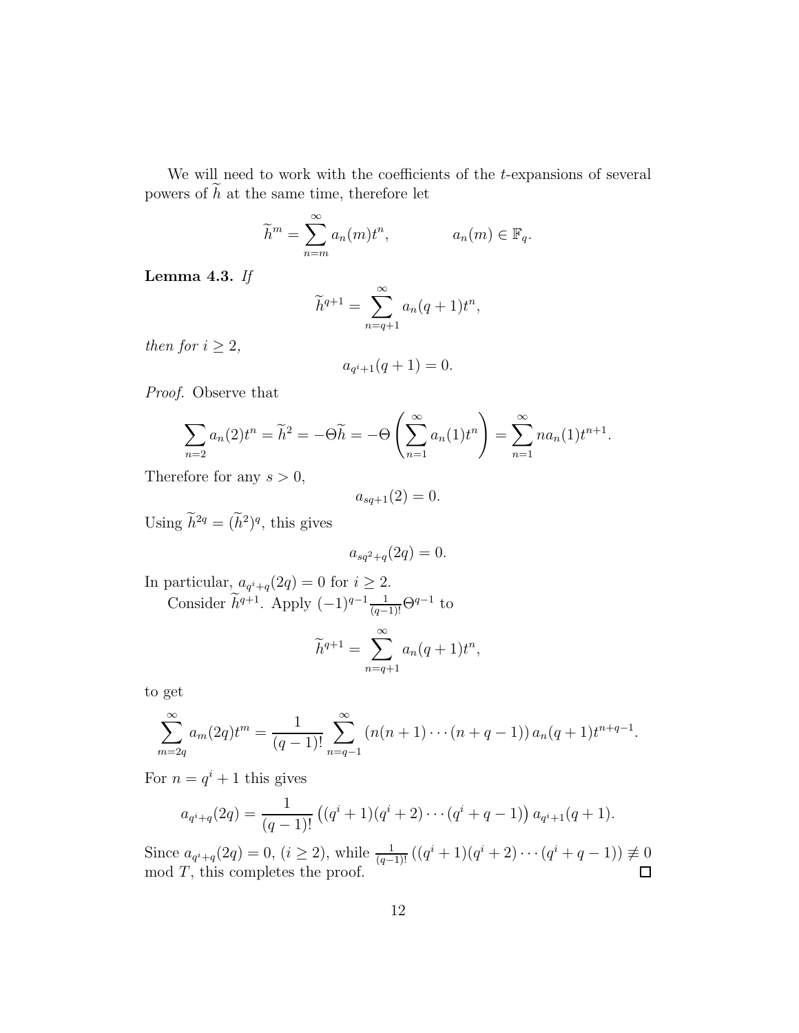We will need to work with the coefficients of the $t$-expansions of several powers of $\widetilde{h}$ at the same time, therefore let

$$\widetilde{h}^m = \sum_{n=m}^{\infty} a_n(m) t^n, \qquad\qquad a_n(m) \in \mathbb{F}_q.$$

**Lemma 4.3.** *If*

$$\widetilde{h}^{q+1} = \sum_{n=q+1}^{\infty} a_n(q+1) t^n,$$

*then for $i \geq 2$,*

$$a_{q^i+1}(q+1) = 0.$$

*Proof.* Observe that

$$\sum_{n=2} a_n(2) t^n = \widetilde{h}^2 = -\Theta \widetilde{h} = -\Theta \left( \sum_{n=1}^{\infty} a_n(1) t^n \right) = \sum_{n=1}^{\infty} n a_n(1) t^{n+1}.$$

Therefore for any $s > 0$,

$$a_{sq+1}(2) = 0.$$

Using $\widetilde{h}^{2q} = (\widetilde{h}^2)^q$, this gives

$$a_{sq^2+q}(2q) = 0.$$

In particular, $a_{q^i+q}(2q) = 0$ for $i \geq 2$.

Consider $\widetilde{h}^{q+1}$. Apply $(-1)^{q-1} \frac{1}{(q-1)!} \Theta^{q-1}$ to

$$\widetilde{h}^{q+1} = \sum_{n=q+1}^{\infty} a_n(q+1) t^n,$$

to get

$$\sum_{m=2q}^{\infty} a_m(2q) t^m = \frac{1}{(q-1)!} \sum_{n=q-1}^{\infty} \left( n(n+1) \cdots (n+q-1) \right) a_n(q+1) t^{n+q-1}.$$

For $n = q^i + 1$ this gives

$$a_{q^i+q}(2q) = \frac{1}{(q-1)!} \left( (q^i+1)(q^i+2) \cdots (q^i+q-1) \right) a_{q^i+1}(q+1).$$

Since $a_{q^i+q}(2q) = 0$, $(i \geq 2)$, while $\frac{1}{(q-1)!} \left( (q^i+1)(q^i+2) \cdots (q^i+q-1) \right) \not\equiv 0 \mod T$, this completes the proof. $\square$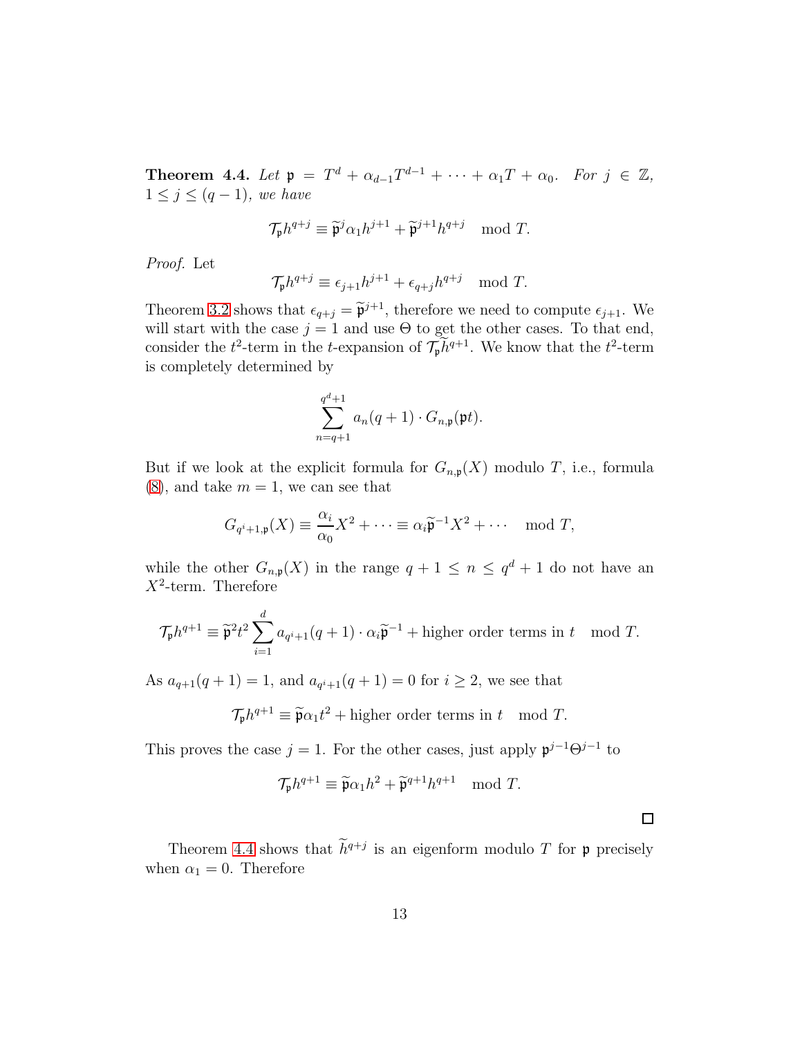**Theorem 4.4.** *Let $\mathfrak{p} = T^d + \alpha_{d-1}T^{d-1} + \cdots + \alpha_1 T + \alpha_0$. For $j \in \mathbb{Z}$, $1 \leq j \leq (q-1)$, we have*

$$\mathcal{T}_{\mathfrak{p}} h^{q+j} \equiv \widetilde{\mathfrak{p}}^j \alpha_1 h^{j+1} + \widetilde{\mathfrak{p}}^{j+1} h^{q+j} \mod T.$$

*Proof.* Let

$$\mathcal{T}_{\mathfrak{p}} h^{q+j} \equiv \epsilon_{j+1} h^{j+1} + \epsilon_{q+j} h^{q+j} \mod T.$$

Theorem 3.2 shows that $\epsilon_{q+j} = \widetilde{\mathfrak{p}}^{j+1}$, therefore we need to compute $\epsilon_{j+1}$. We will start with the case $j = 1$ and use $\Theta$ to get the other cases. To that end, consider the $t^2$-term in the $t$-expansion of $\mathcal{T}_{\mathfrak{p}} \widetilde{h}^{q+1}$. We know that the $t^2$-term is completely determined by

$$\sum_{n=q+1}^{q^d+1} a_n(q+1) \cdot G_{n,\mathfrak{p}}(\mathfrak{p}t).$$

But if we look at the explicit formula for $G_{n,\mathfrak{p}}(X)$ modulo $T$, i.e., formula (8), and take $m = 1$, we can see that

$$G_{q^i+1,\mathfrak{p}}(X) \equiv \frac{\alpha_i}{\alpha_0} X^2 + \cdots \equiv \alpha_i \widetilde{\mathfrak{p}}^{-1} X^2 + \cdots \mod T,$$

while the other $G_{n,\mathfrak{p}}(X)$ in the range $q+1 \leq n \leq q^d+1$ do not have an $X^2$-term. Therefore

$$\mathcal{T}_{\mathfrak{p}} h^{q+1} \equiv \widetilde{\mathfrak{p}}^2 t^2 \sum_{i=1}^{d} a_{q^i+1}(q+1) \cdot \alpha_i \widetilde{\mathfrak{p}}^{-1} + \text{higher order terms in } t \mod T.$$

As $a_{q+1}(q+1) = 1$, and $a_{q^i+1}(q+1) = 0$ for $i \geq 2$, we see that

$$\mathcal{T}_{\mathfrak{p}} h^{q+1} \equiv \widetilde{\mathfrak{p}} \alpha_1 t^2 + \text{higher order terms in } t \mod T.$$

This proves the case $j = 1$. For the other cases, just apply $\mathfrak{p}^{j-1}\Theta^{j-1}$ to

$$\mathcal{T}_{\mathfrak{p}} h^{q+1} \equiv \widetilde{\mathfrak{p}} \alpha_1 h^2 + \widetilde{\mathfrak{p}}^{q+1} h^{q+1} \mod T.$$

$\square$

Theorem 4.4 shows that $\widetilde{h}^{q+j}$ is an eigenform modulo $T$ for $\mathfrak{p}$ precisely when $\alpha_1 = 0$. Therefore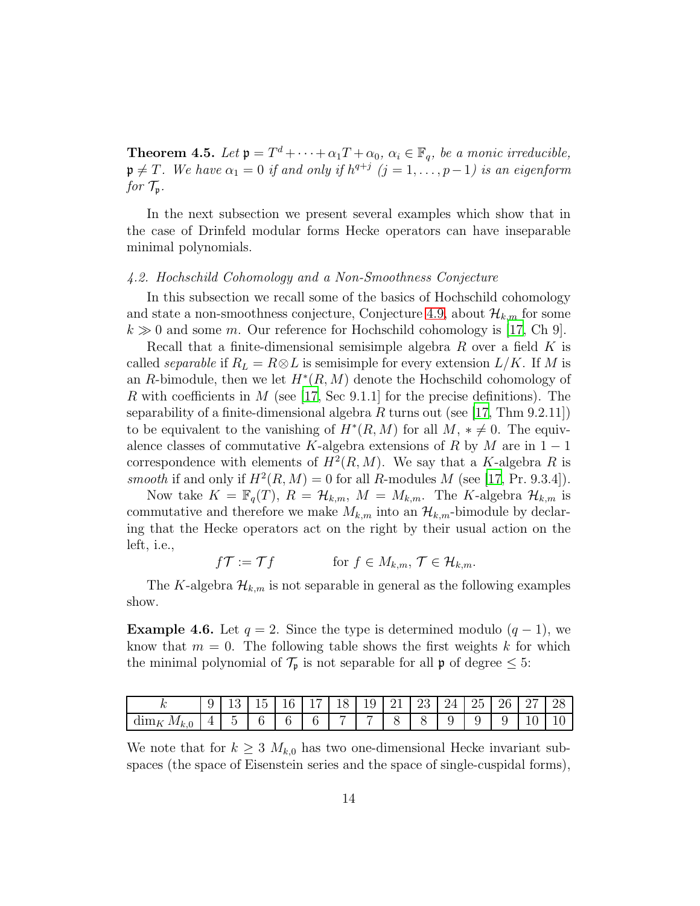**Theorem 4.5.** *Let $\mathfrak{p} = T^d + \cdots + \alpha_1 T + \alpha_0$, $\alpha_i \in \mathbb{F}_q$, be a monic irreducible, $\mathfrak{p} \neq T$. We have $\alpha_1 = 0$ if and only if $h^{q+j}$ ($j = 1, \ldots, p-1$) is an eigenform for $\mathcal{T}_\mathfrak{p}$.*

In the next subsection we present several examples which show that in the case of Drinfeld modular forms Hecke operators can have inseparable minimal polynomials.

### 4.2. Hochschild Cohomology and a Non-Smoothness Conjecture

In this subsection we recall some of the basics of Hochschild cohomology and state a non-smoothness conjecture, Conjecture 4.9, about $\mathcal{H}_{k,m}$ for some $k \gg 0$ and some $m$. Our reference for Hochschild cohomology is [17, Ch 9].

Recall that a finite-dimensional semisimple algebra $R$ over a field $K$ is called *separable* if $R_L = R \otimes L$ is semisimple for every extension $L/K$. If $M$ is an $R$-bimodule, then we let $H^*(R, M)$ denote the Hochschild cohomology of $R$ with coefficients in $M$ (see [17, Sec 9.1.1] for the precise definitions). The separability of a finite-dimensional algebra $R$ turns out (see [17, Thm 9.2.11]) to be equivalent to the vanishing of $H^*(R, M)$ for all $M$, $* \neq 0$. The equivalence classes of commutative $K$-algebra extensions of $R$ by $M$ are in $1-1$ correspondence with elements of $H^2(R, M)$. We say that a $K$-algebra $R$ is *smooth* if and only if $H^2(R, M) = 0$ for all $R$-modules $M$ (see [17, Pr. 9.3.4]).

Now take $K = \mathbb{F}_q(T)$, $R = \mathcal{H}_{k,m}$, $M = M_{k,m}$. The $K$-algebra $\mathcal{H}_{k,m}$ is commutative and therefore we make $M_{k,m}$ into an $\mathcal{H}_{k,m}$-bimodule by declaring that the Hecke operators act on the right by their usual action on the left, i.e.,

$$f\mathcal{T} := \mathcal{T}f \qquad \text{for } f \in M_{k,m},\ \mathcal{T} \in \mathcal{H}_{k,m}.$$

The $K$-algebra $\mathcal{H}_{k,m}$ is not separable in general as the following examples show.

**Example 4.6.** Let $q = 2$. Since the type is determined modulo $(q-1)$, we know that $m = 0$. The following table shows the first weights $k$ for which the minimal polynomial of $\mathcal{T}_\mathfrak{p}$ is not separable for all $\mathfrak{p}$ of degree $\leq 5$:

| $k$ | 9 | 13 | 15 | 16 | 17 | 18 | 19 | 21 | 23 | 24 | 25 | 26 | 27 | 28 |
|---|---|---|---|---|---|---|---|---|---|---|---|---|---|---|
| $\dim_K M_{k,0}$ | 4 | 5 | 6 | 6 | 6 | 7 | 7 | 8 | 8 | 9 | 9 | 9 | 10 | 10 |

We note that for $k \geq 3$ $M_{k,0}$ has two one-dimensional Hecke invariant subspaces (the space of Eisenstein series and the space of single-cuspidal forms),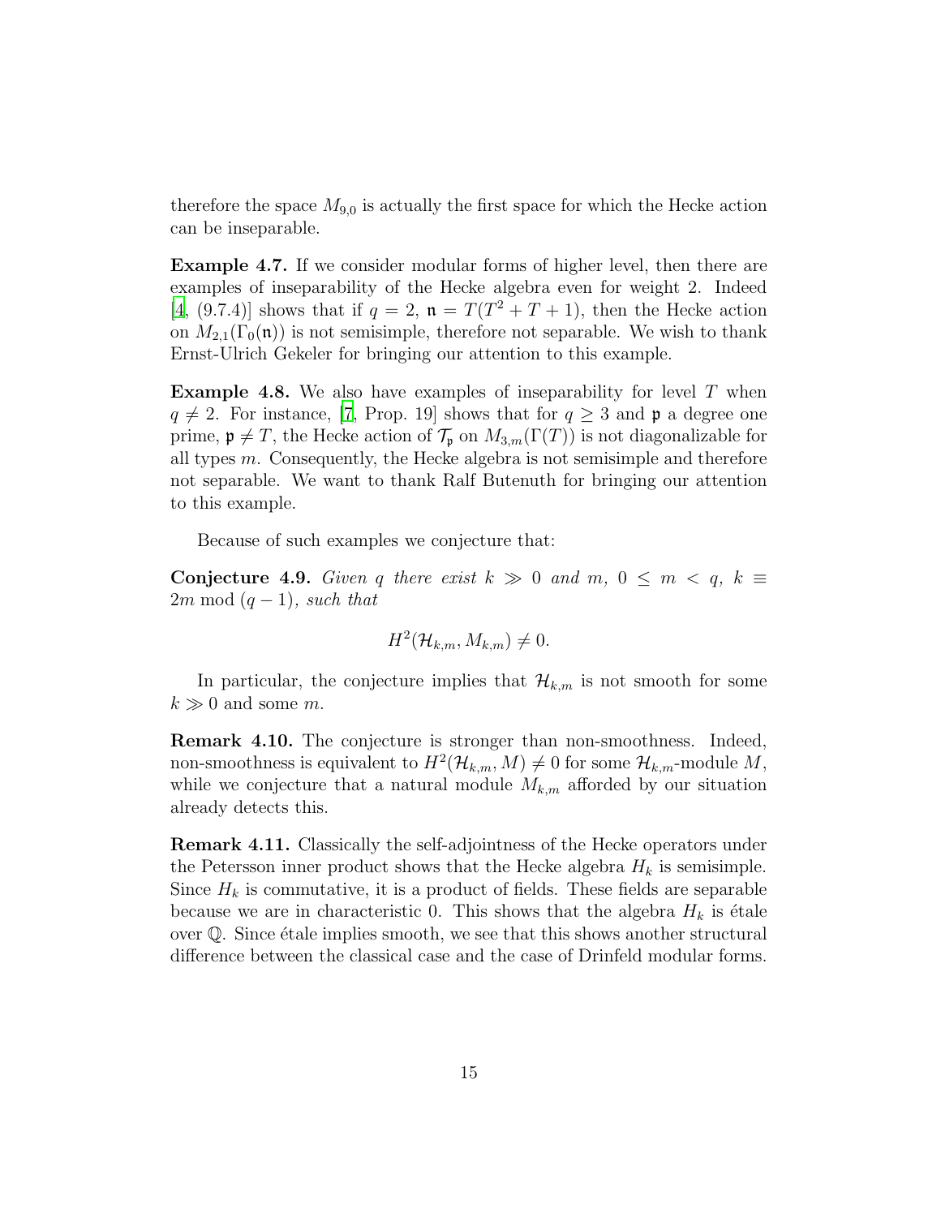therefore the space $M_{9,0}$ is actually the first space for which the Hecke action can be inseparable.

**Example 4.7.** If we consider modular forms of higher level, then there are examples of inseparability of the Hecke algebra even for weight 2. Indeed [4, (9.7.4)] shows that if $q = 2$, $\mathfrak{n} = T(T^2 + T + 1)$, then the Hecke action on $M_{2,1}(\Gamma_0(\mathfrak{n}))$ is not semisimple, therefore not separable. We wish to thank Ernst-Ulrich Gekeler for bringing our attention to this example.

**Example 4.8.** We also have examples of inseparability for level $T$ when $q \neq 2$. For instance, [7, Prop. 19] shows that for $q \geq 3$ and $\mathfrak{p}$ a degree one prime, $\mathfrak{p} \neq T$, the Hecke action of $\mathcal{T}_{\mathfrak{p}}$ on $M_{3,m}(\Gamma(T))$ is not diagonalizable for all types $m$. Consequently, the Hecke algebra is not semisimple and therefore not separable. We want to thank Ralf Butenuth for bringing our attention to this example.

Because of such examples we conjecture that:

**Conjecture 4.9.** *Given $q$ there exist $k \gg 0$ and $m$, $0 \leq m < q$, $k \equiv 2m \bmod (q-1)$, such that*

$$H^2(\mathcal{H}_{k,m}, M_{k,m}) \neq 0.$$

In particular, the conjecture implies that $\mathcal{H}_{k,m}$ is not smooth for some $k \gg 0$ and some $m$.

**Remark 4.10.** The conjecture is stronger than non-smoothness. Indeed, non-smoothness is equivalent to $H^2(\mathcal{H}_{k,m}, M) \neq 0$ for some $\mathcal{H}_{k,m}$-module $M$, while we conjecture that a natural module $M_{k,m}$ afforded by our situation already detects this.

**Remark 4.11.** Classically the self-adjointness of the Hecke operators under the Petersson inner product shows that the Hecke algebra $H_k$ is semisimple. Since $H_k$ is commutative, it is a product of fields. These fields are separable because we are in characteristic 0. This shows that the algebra $H_k$ is étale over $\mathbb{Q}$. Since étale implies smooth, we see that this shows another structural difference between the classical case and the case of Drinfeld modular forms.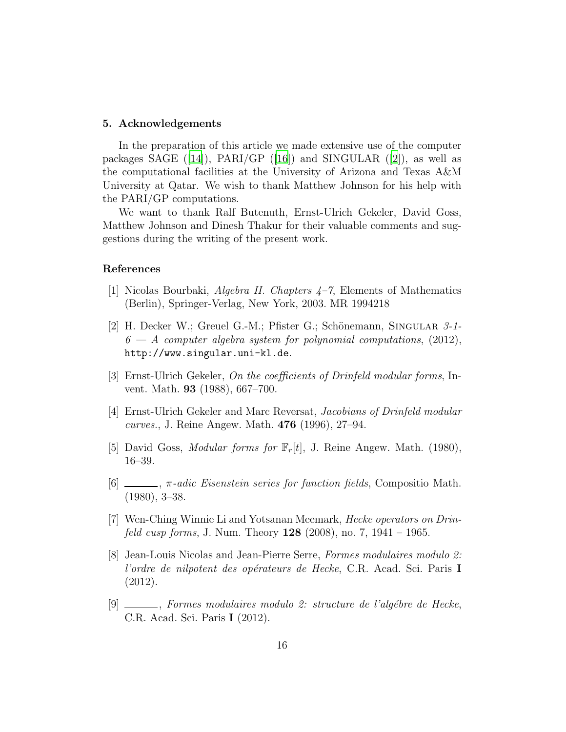## 5. Acknowledgements

In the preparation of this article we made extensive use of the computer packages SAGE ([14]), PARI/GP ([16]) and SINGULAR ([2]), as well as the computational facilities at the University of Arizona and Texas A&M University at Qatar. We wish to thank Matthew Johnson for his help with the PARI/GP computations.

We want to thank Ralf Butenuth, Ernst-Ulrich Gekeler, David Goss, Matthew Johnson and Dinesh Thakur for their valuable comments and suggestions during the writing of the present work.

## References

[1] Nicolas Bourbaki, *Algebra II. Chapters 4–7*, Elements of Mathematics (Berlin), Springer-Verlag, New York, 2003. MR 1994218

[2] H. Decker W.; Greuel G.-M.; Pfister G.; Schönemann, SINGULAR *3-1-6 — A computer algebra system for polynomial computations*, (2012), http://www.singular.uni-kl.de.

[3] Ernst-Ulrich Gekeler, *On the coefficients of Drinfeld modular forms*, Invent. Math. **93** (1988), 667–700.

[4] Ernst-Ulrich Gekeler and Marc Reversat, *Jacobians of Drinfeld modular curves.*, J. Reine Angew. Math. **476** (1996), 27–94.

[5] David Goss, *Modular forms for* $\mathbb{F}_r[t]$, J. Reine Angew. Math. (1980), 16–39.

[6] ______, *$\pi$-adic Eisenstein series for function fields*, Compositio Math. (1980), 3–38.

[7] Wen-Ching Winnie Li and Yotsanan Meemark, *Hecke operators on Drinfeld cusp forms*, J. Num. Theory **128** (2008), no. 7, 1941 – 1965.

[8] Jean-Louis Nicolas and Jean-Pierre Serre, *Formes modulaires modulo 2: l'ordre de nilpotent des opérateurs de Hecke*, C.R. Acad. Sci. Paris **I** (2012).

[9] ______, *Formes modulaires modulo 2: structure de l'algébre de Hecke*, C.R. Acad. Sci. Paris **I** (2012).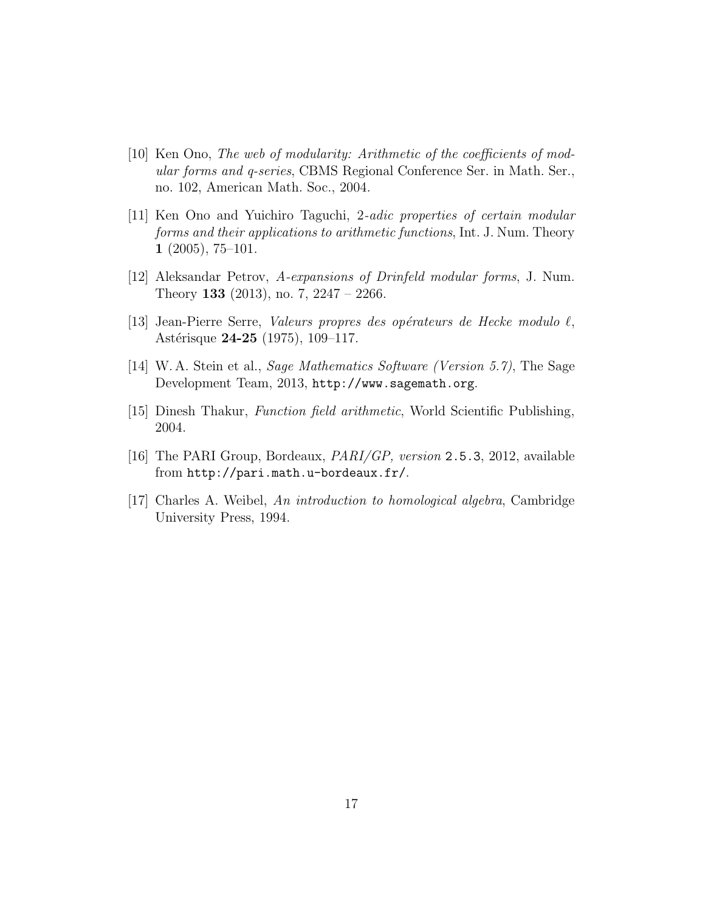[10] Ken Ono, *The web of modularity: Arithmetic of the coefficients of modular forms and q-series*, CBMS Regional Conference Ser. in Math. Ser., no. 102, American Math. Soc., 2004.

[11] Ken Ono and Yuichiro Taguchi, *2-adic properties of certain modular forms and their applications to arithmetic functions*, Int. J. Num. Theory **1** (2005), 75–101.

[12] Aleksandar Petrov, *A-expansions of Drinfeld modular forms*, J. Num. Theory **133** (2013), no. 7, 2247 – 2266.

[13] Jean-Pierre Serre, *Valeurs propres des opérateurs de Hecke modulo $\ell$*, Astérisque **24-25** (1975), 109–117.

[14] W. A. Stein et al., *Sage Mathematics Software (Version 5.7)*, The Sage Development Team, 2013, `http://www.sagemath.org`.

[15] Dinesh Thakur, *Function field arithmetic*, World Scientific Publishing, 2004.

[16] The PARI Group, Bordeaux, *PARI/GP, version* `2.5.3`, 2012, available from `http://pari.math.u-bordeaux.fr/`.

[17] Charles A. Weibel, *An introduction to homological algebra*, Cambridge University Press, 1994.